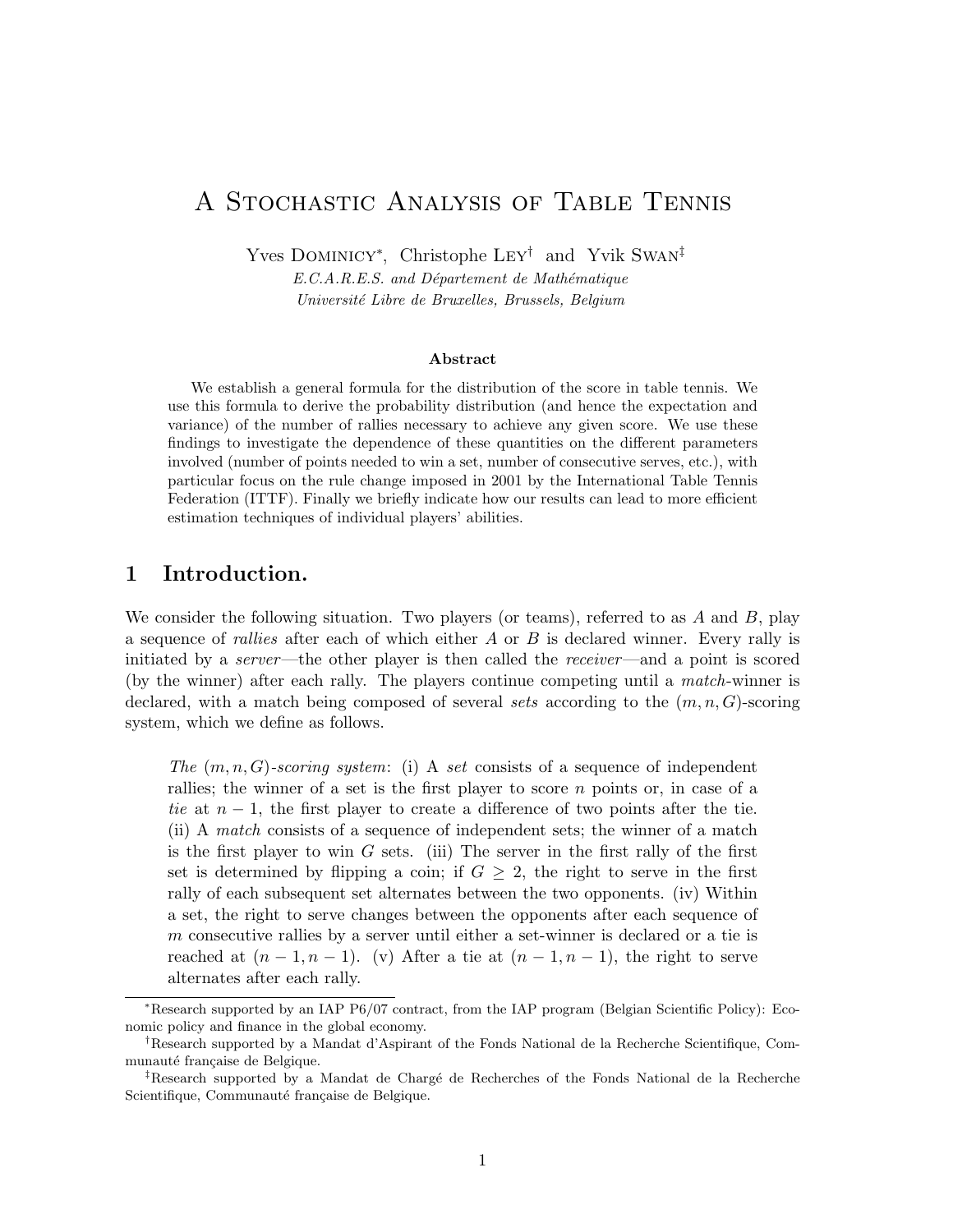# A Stochastic Analysis of Table Tennis

Yves Dominicy*, Christophe Ley† and Yvik Swan‡

*E.C.A.R.E.S. and Département de Mathématique*
*Université Libre de Bruxelles, Brussels, Belgium*

### Abstract

We establish a general formula for the distribution of the score in table tennis. We use this formula to derive the probability distribution (and hence the expectation and variance) of the number of rallies necessary to achieve any given score. We use these findings to investigate the dependence of these quantities on the different parameters involved (number of points needed to win a set, number of consecutive serves, etc.), with particular focus on the rule change imposed in 2001 by the International Table Tennis Federation (ITTF). Finally we briefly indicate how our results can lead to more efficient estimation techniques of individual players' abilities.

## 1 Introduction.

We consider the following situation. Two players (or teams), referred to as $A$ and $B$, play a sequence of *rallies* after each of which either $A$ or $B$ is declared winner. Every rally is initiated by a *server*—the other player is then called the *receiver*—and a point is scored (by the winner) after each rally. The players continue competing until a *match*-winner is declared, with a match being composed of several *sets* according to the $(m, n, G)$-scoring system, which we define as follows.

> *The* $(m, n, G)$*-scoring system*: (i) A *set* consists of a sequence of independent rallies; the winner of a set is the first player to score $n$ points or, in case of a *tie* at $n - 1$, the first player to create a difference of two points after the tie. (ii) A *match* consists of a sequence of independent sets; the winner of a match is the first player to win $G$ sets. (iii) The server in the first rally of the first set is determined by flipping a coin; if $G \geq 2$, the right to serve in the first rally of each subsequent set alternates between the two opponents. (iv) Within a set, the right to serve changes between the opponents after each sequence of $m$ consecutive rallies by a server until either a set-winner is declared or a tie is reached at $(n - 1, n - 1)$. (v) After a tie at $(n - 1, n - 1)$, the right to serve alternates after each rally.

*Research supported by an IAP P6/07 contract, from the IAP program (Belgian Scientific Policy): Economic policy and finance in the global economy.

†Research supported by a Mandat d'Aspirant of the Fonds National de la Recherche Scientifique, Communauté française de Belgique.

‡Research supported by a Mandat de Chargé de Recherches of the Fonds National de la Recherche Scientifique, Communauté française de Belgique.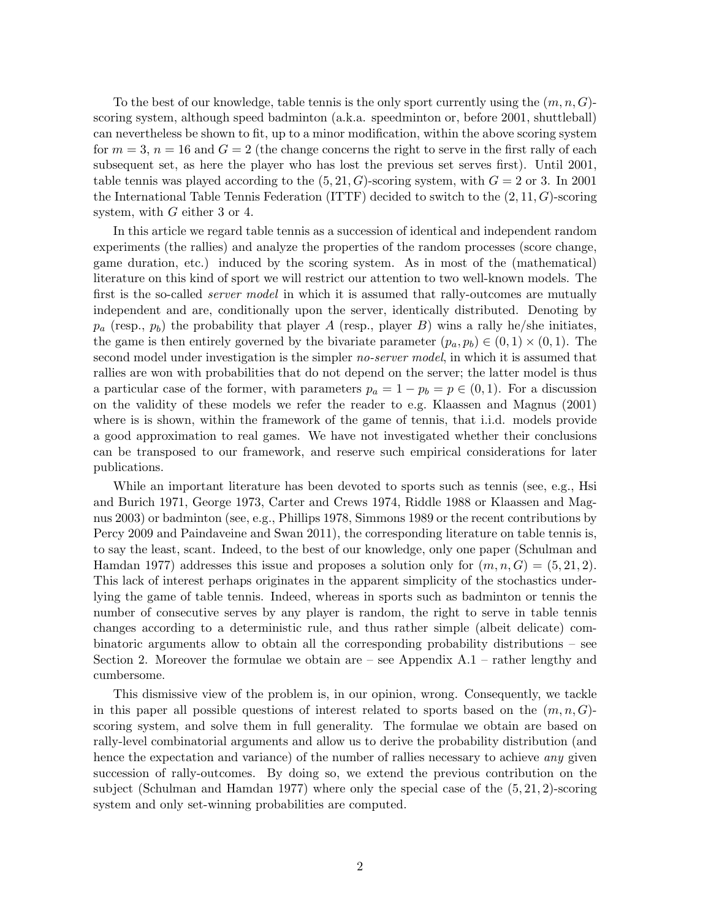To the best of our knowledge, table tennis is the only sport currently using the $(m, n, G)$-scoring system, although speed badminton (a.k.a. speedminton or, before 2001, shuttleball) can nevertheless be shown to fit, up to a minor modification, within the above scoring system for $m = 3$, $n = 16$ and $G = 2$ (the change concerns the right to serve in the first rally of each subsequent set, as here the player who has lost the previous set serves first). Until 2001, table tennis was played according to the $(5, 21, G)$-scoring system, with $G = 2$ or 3. In 2001 the International Table Tennis Federation (ITTF) decided to switch to the $(2, 11, G)$-scoring system, with $G$ either 3 or 4.

In this article we regard table tennis as a succession of identical and independent random experiments (the rallies) and analyze the properties of the random processes (score change, game duration, etc.) induced by the scoring system. As in most of the (mathematical) literature on this kind of sport we will restrict our attention to two well-known models. The first is the so-called *server model* in which it is assumed that rally-outcomes are mutually independent and are, conditionally upon the server, identically distributed. Denoting by $p_a$ (resp., $p_b$) the probability that player $A$ (resp., player $B$) wins a rally he/she initiates, the game is then entirely governed by the bivariate parameter $(p_a, p_b) \in (0, 1) \times (0, 1)$. The second model under investigation is the simpler *no-server model*, in which it is assumed that rallies are won with probabilities that do not depend on the server; the latter model is thus a particular case of the former, with parameters $p_a = 1 - p_b = p \in (0, 1)$. For a discussion on the validity of these models we refer the reader to e.g. Klaassen and Magnus (2001) where is is shown, within the framework of the game of tennis, that i.i.d. models provide a good approximation to real games. We have not investigated whether their conclusions can be transposed to our framework, and reserve such empirical considerations for later publications.

While an important literature has been devoted to sports such as tennis (see, e.g., Hsi and Burich 1971, George 1973, Carter and Crews 1974, Riddle 1988 or Klaassen and Magnus 2003) or badminton (see, e.g., Phillips 1978, Simmons 1989 or the recent contributions by Percy 2009 and Paindaveine and Swan 2011), the corresponding literature on table tennis is, to say the least, scant. Indeed, to the best of our knowledge, only one paper (Schulman and Hamdan 1977) addresses this issue and proposes a solution only for $(m, n, G) = (5, 21, 2)$. This lack of interest perhaps originates in the apparent simplicity of the stochastics underlying the game of table tennis. Indeed, whereas in sports such as badminton or tennis the number of consecutive serves by any player is random, the right to serve in table tennis changes according to a deterministic rule, and thus rather simple (albeit delicate) combinatoric arguments allow to obtain all the corresponding probability distributions – see Section 2. Moreover the formulae we obtain are – see Appendix A.1 – rather lengthy and cumbersome.

This dismissive view of the problem is, in our opinion, wrong. Consequently, we tackle in this paper all possible questions of interest related to sports based on the $(m, n, G)$-scoring system, and solve them in full generality. The formulae we obtain are based on rally-level combinatorial arguments and allow us to derive the probability distribution (and hence the expectation and variance) of the number of rallies necessary to achieve *any* given succession of rally-outcomes. By doing so, we extend the previous contribution on the subject (Schulman and Hamdan 1977) where only the special case of the $(5, 21, 2)$-scoring system and only set-winning probabilities are computed.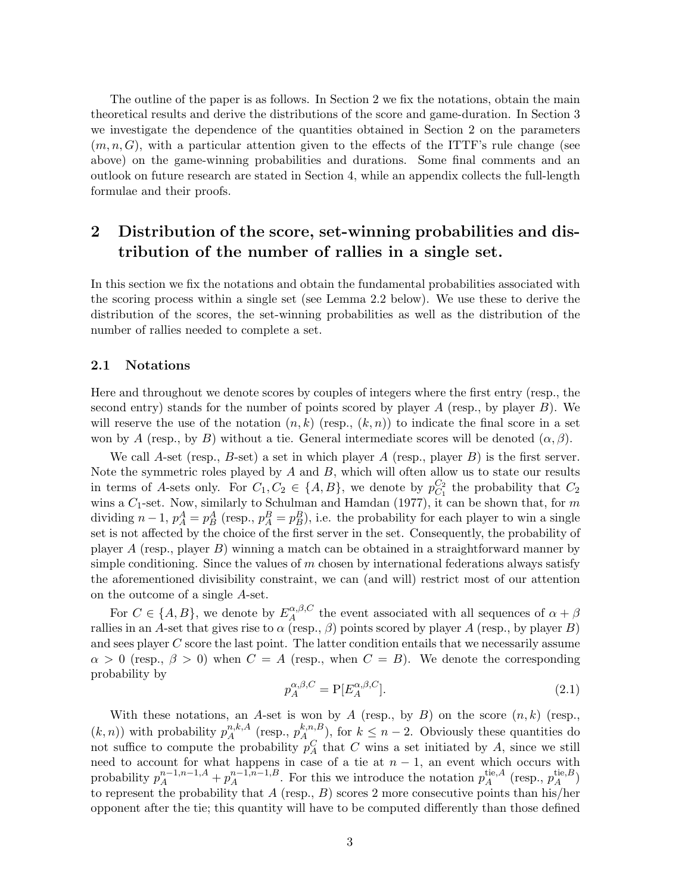The outline of the paper is as follows. In Section 2 we fix the notations, obtain the main theoretical results and derive the distributions of the score and game-duration. In Section 3 we investigate the dependence of the quantities obtained in Section 2 on the parameters $(m, n, G)$, with a particular attention given to the effects of the ITTF's rule change (see above) on the game-winning probabilities and durations. Some final comments and an outlook on future research are stated in Section 4, while an appendix collects the full-length formulae and their proofs.

## 2 Distribution of the score, set-winning probabilities and distribution of the number of rallies in a single set.

In this section we fix the notations and obtain the fundamental probabilities associated with the scoring process within a single set (see Lemma 2.2 below). We use these to derive the distribution of the scores, the set-winning probabilities as well as the distribution of the number of rallies needed to complete a set.

### 2.1 Notations

Here and throughout we denote scores by couples of integers where the first entry (resp., the second entry) stands for the number of points scored by player $A$ (resp., by player $B$). We will reserve the use of the notation $(n, k)$ (resp., $(k, n)$) to indicate the final score in a set won by $A$ (resp., by $B$) without a tie. General intermediate scores will be denoted $(\alpha, \beta)$.

We call $A$-set (resp., $B$-set) a set in which player $A$ (resp., player $B$) is the first server. Note the symmetric roles played by $A$ and $B$, which will often allow us to state our results in terms of $A$-sets only. For $C_1, C_2 \in \{A, B\}$, we denote by $p_{C_1}^{C_2}$ the probability that $C_2$ wins a $C_1$-set. Now, similarly to Schulman and Hamdan (1977), it can be shown that, for $m$ dividing $n-1$, $p_A^A = p_B^A$ (resp., $p_A^B = p_B^B$), i.e. the probability for each player to win a single set is not affected by the choice of the first server in the set. Consequently, the probability of player $A$ (resp., player $B$) winning a match can be obtained in a straightforward manner by simple conditioning. Since the values of $m$ chosen by international federations always satisfy the aforementioned divisibility constraint, we can (and will) restrict most of our attention on the outcome of a single $A$-set.

For $C \in \{A, B\}$, we denote by $E_A^{\alpha,\beta,C}$ the event associated with all sequences of $\alpha + \beta$ rallies in an $A$-set that gives rise to $\alpha$ (resp., $\beta$) points scored by player $A$ (resp., by player $B$) and sees player $C$ score the last point. The latter condition entails that we necessarily assume $\alpha > 0$ (resp., $\beta > 0$) when $C = A$ (resp., when $C = B$). We denote the corresponding probability by

$$p_A^{\alpha,\beta,C} = \mathrm{P}[E_A^{\alpha,\beta,C}]. \tag{2.1}$$

With these notations, an $A$-set is won by $A$ (resp., by $B$) on the score $(n, k)$ (resp., $(k, n)$) with probability $p_A^{n,k,A}$ (resp., $p_A^{k,n,B}$), for $k \leq n-2$. Obviously these quantities do not suffice to compute the probability $p_A^C$ that $C$ wins a set initiated by $A$, since we still need to account for what happens in case of a tie at $n-1$, an event which occurs with probability $p_A^{n-1,n-1,A} + p_A^{n-1,n-1,B}$. For this we introduce the notation $p_A^{\text{tie},A}$ (resp., $p_A^{\text{tie},B}$) to represent the probability that $A$ (resp., $B$) scores 2 more consecutive points than his/her opponent after the tie; this quantity will have to be computed differently than those defined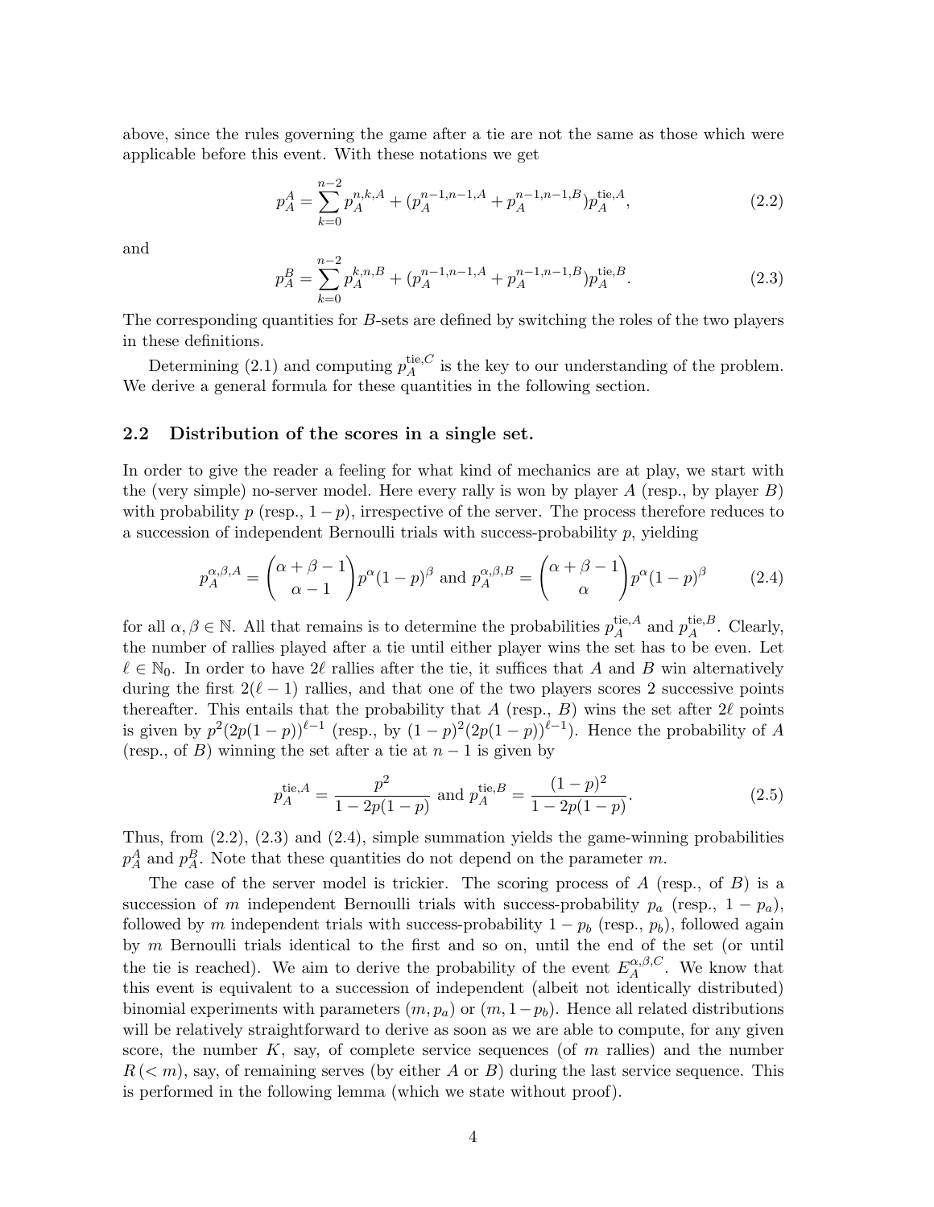above, since the rules governing the game after a tie are not the same as those which were applicable before this event. With these notations we get

$$p_A^A = \sum_{k=0}^{n-2} p_A^{n,k,A} + (p_A^{n-1,n-1,A} + p_A^{n-1,n-1,B}) p_A^{\text{tie},A}, \tag{2.2}$$

and

$$p_A^B = \sum_{k=0}^{n-2} p_A^{k,n,B} + (p_A^{n-1,n-1,A} + p_A^{n-1,n-1,B}) p_A^{\text{tie},B}. \tag{2.3}$$

The corresponding quantities for $B$-sets are defined by switching the roles of the two players in these definitions.

Determining (2.1) and computing $p_A^{\text{tie},C}$ is the key to our understanding of the problem. We derive a general formula for these quantities in the following section.

### 2.2 Distribution of the scores in a single set.

In order to give the reader a feeling for what kind of mechanics are at play, we start with the (very simple) no-server model. Here every rally is won by player $A$ (resp., by player $B$) with probability $p$ (resp., $1-p$), irrespective of the server. The process therefore reduces to a succession of independent Bernoulli trials with success-probability $p$, yielding

$$p_A^{\alpha,\beta,A} = \binom{\alpha+\beta-1}{\alpha-1} p^\alpha (1-p)^\beta \text{ and } p_A^{\alpha,\beta,B} = \binom{\alpha+\beta-1}{\alpha} p^\alpha (1-p)^\beta \tag{2.4}$$

for all $\alpha, \beta \in \mathbb{N}$. All that remains is to determine the probabilities $p_A^{\text{tie},A}$ and $p_A^{\text{tie},B}$. Clearly, the number of rallies played after a tie until either player wins the set has to be even. Let $\ell \in \mathbb{N}_0$. In order to have $2\ell$ rallies after the tie, it suffices that $A$ and $B$ win alternatively during the first $2(\ell-1)$ rallies, and that one of the two players scores 2 successive points thereafter. This entails that the probability that $A$ (resp., $B$) wins the set after $2\ell$ points is given by $p^2(2p(1-p))^{\ell-1}$ (resp., by $(1-p)^2(2p(1-p))^{\ell-1}$). Hence the probability of $A$ (resp., of $B$) winning the set after a tie at $n-1$ is given by

$$p_A^{\text{tie},A} = \frac{p^2}{1-2p(1-p)} \text{ and } p_A^{\text{tie},B} = \frac{(1-p)^2}{1-2p(1-p)}. \tag{2.5}$$

Thus, from (2.2), (2.3) and (2.4), simple summation yields the game-winning probabilities $p_A^A$ and $p_A^B$. Note that these quantities do not depend on the parameter $m$.

The case of the server model is trickier. The scoring process of $A$ (resp., of $B$) is a succession of $m$ independent Bernoulli trials with success-probability $p_a$ (resp., $1-p_a$), followed by $m$ independent trials with success-probability $1-p_b$ (resp., $p_b$), followed again by $m$ Bernoulli trials identical to the first and so on, until the end of the set (or until the tie is reached). We aim to derive the probability of the event $E_A^{\alpha,\beta,C}$. We know that this event is equivalent to a succession of independent (albeit not identically distributed) binomial experiments with parameters $(m, p_a)$ or $(m, 1-p_b)$. Hence all related distributions will be relatively straightforward to derive as soon as we are able to compute, for any given score, the number $K$, say, of complete service sequences (of $m$ rallies) and the number $R\,(< m)$, say, of remaining serves (by either $A$ or $B$) during the last service sequence. This is performed in the following lemma (which we state without proof).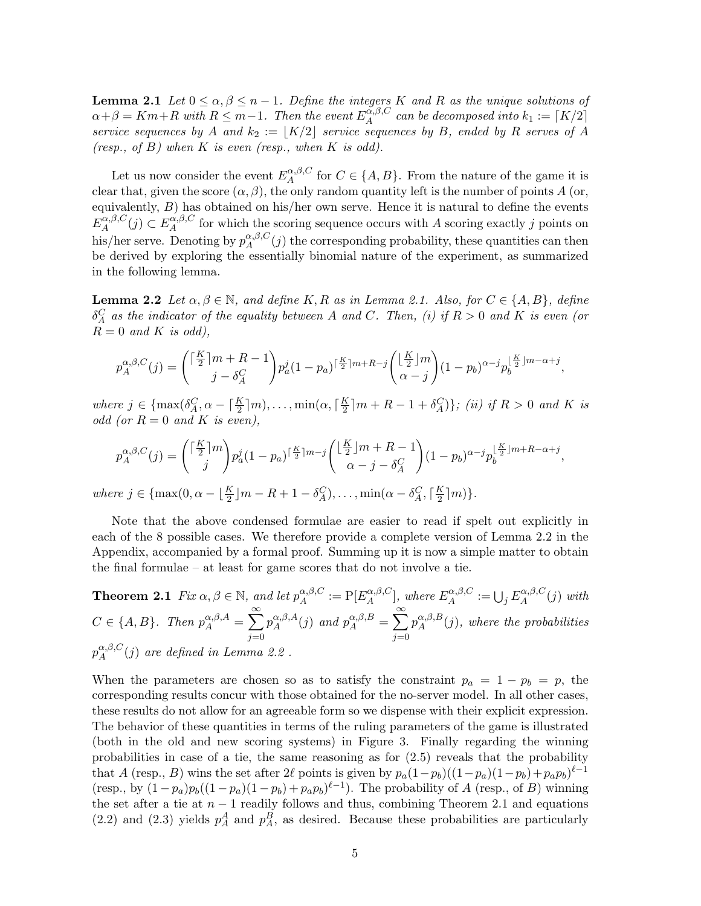**Lemma 2.1** *Let $0 \leq \alpha, \beta \leq n-1$. Define the integers $K$ and $R$ as the unique solutions of $\alpha+\beta = Km+R$ with $R \leq m-1$. Then the event $E_A^{\alpha,\beta,C}$ can be decomposed into $k_1 := \lceil K/2 \rceil$ service sequences by A and $k_2 := \lfloor K/2 \rfloor$ service sequences by B, ended by $R$ serves of A (resp., of B) when $K$ is even (resp., when $K$ is odd).*

Let us now consider the event $E_A^{\alpha,\beta,C}$ for $C \in \{A, B\}$. From the nature of the game it is clear that, given the score $(\alpha, \beta)$, the only random quantity left is the number of points A (or, equivalently, B) has obtained on his/her own serve. Hence it is natural to define the events $E_A^{\alpha,\beta,C}(j) \subset E_A^{\alpha,\beta,C}$ for which the scoring sequence occurs with A scoring exactly $j$ points on his/her serve. Denoting by $p_A^{\alpha,\beta,C}(j)$ the corresponding probability, these quantities can then be derived by exploring the essentially binomial nature of the experiment, as summarized in the following lemma.

**Lemma 2.2** *Let $\alpha, \beta \in \mathbb{N}$, and define $K, R$ as in Lemma 2.1. Also, for $C \in \{A, B\}$, define $\delta_A^C$ as the indicator of the equality between A and C. Then, (i) if $R > 0$ and $K$ is even (or $R = 0$ and $K$ is odd),*

$$p_A^{\alpha,\beta,C}(j) = \binom{\lceil \frac{K}{2} \rceil m + R - 1}{j - \delta_A^C} p_a^j (1-p_a)^{\lceil \frac{K}{2} \rceil m + R - j} \binom{\lfloor \frac{K}{2} \rfloor m}{\alpha - j} (1-p_b)^{\alpha - j} p_b^{\lfloor \frac{K}{2} \rfloor m - \alpha + j},$$

*where $j \in \{\max(\delta_A^C, \alpha - \lceil \frac{K}{2} \rceil m), \ldots, \min(\alpha, \lceil \frac{K}{2} \rceil m + R - 1 + \delta_A^C)\}$; (ii) if $R > 0$ and $K$ is odd (or $R = 0$ and $K$ is even),*

$$p_A^{\alpha,\beta,C}(j) = \binom{\lceil \frac{K}{2} \rceil m}{j} p_a^j (1-p_a)^{\lceil \frac{K}{2} \rceil m - j} \binom{\lfloor \frac{K}{2} \rfloor m + R - 1}{\alpha - j - \delta_A^C} (1-p_b)^{\alpha - j} p_b^{\lfloor \frac{K}{2} \rfloor m + R - \alpha + j},$$

*where $j \in \{\max(0, \alpha - \lfloor \frac{K}{2} \rfloor m - R + 1 - \delta_A^C), \ldots, \min(\alpha - \delta_A^C, \lceil \frac{K}{2} \rceil m)\}$.*

Note that the above condensed formulae are easier to read if spelt out explicitly in each of the 8 possible cases. We therefore provide a complete version of Lemma 2.2 in the Appendix, accompanied by a formal proof. Summing up it is now a simple matter to obtain the final formulae – at least for game scores that do not involve a tie.

**Theorem 2.1** *Fix $\alpha, \beta \in \mathbb{N}$, and let $p_A^{\alpha,\beta,C} := \mathrm{P}[E_A^{\alpha,\beta,C}]$, where $E_A^{\alpha,\beta,C} := \bigcup_j E_A^{\alpha,\beta,C}(j)$ with $C \in \{A, B\}$. Then $p_A^{\alpha,\beta,A} = \sum_{j=0}^{\infty} p_A^{\alpha,\beta,A}(j)$ and $p_A^{\alpha,\beta,B} = \sum_{j=0}^{\infty} p_A^{\alpha,\beta,B}(j)$, where the probabilities $p_A^{\alpha,\beta,C}(j)$ are defined in Lemma 2.2 .*

When the parameters are chosen so as to satisfy the constraint $p_a = 1 - p_b = p$, the corresponding results concur with those obtained for the no-server model. In all other cases, these results do not allow for an agreeable form so we dispense with their explicit expression. The behavior of these quantities in terms of the ruling parameters of the game is illustrated (both in the old and new scoring systems) in Figure 3. Finally regarding the winning probabilities in case of a tie, the same reasoning as for (2.5) reveals that the probability that A (resp., B) wins the set after $2\ell$ points is given by $p_a(1-p_b)((1-p_a)(1-p_b)+p_a p_b)^{\ell-1}$ (resp., by $(1-p_a)p_b((1-p_a)(1-p_b)+p_a p_b)^{\ell-1}$). The probability of A (resp., of B) winning the set after a tie at $n-1$ readily follows and thus, combining Theorem 2.1 and equations (2.2) and (2.3) yields $p_A^A$ and $p_A^B$, as desired. Because these probabilities are particularly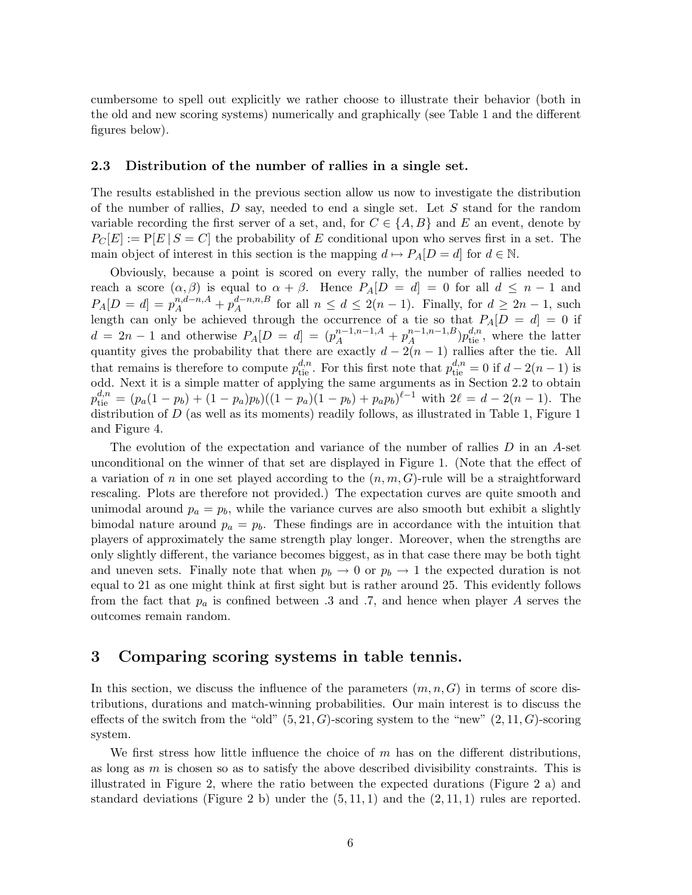cumbersome to spell out explicitly we rather choose to illustrate their behavior (both in the old and new scoring systems) numerically and graphically (see Table 1 and the different figures below).

### 2.3 Distribution of the number of rallies in a single set.

The results established in the previous section allow us now to investigate the distribution of the number of rallies, $D$ say, needed to end a single set. Let $S$ stand for the random variable recording the first server of a set, and, for $C \in \{A, B\}$ and $E$ an event, denote by $P_C[E] := \mathrm{P}[E \mid S = C]$ the probability of $E$ conditional upon who serves first in a set. The main object of interest in this section is the mapping $d \mapsto P_A[D = d]$ for $d \in \mathbb{N}$.

Obviously, because a point is scored on every rally, the number of rallies needed to reach a score $(\alpha, \beta)$ is equal to $\alpha + \beta$. Hence $P_A[D = d] = 0$ for all $d \leq n - 1$ and $P_A[D = d] = p_A^{n,d-n,A} + p_A^{d-n,n,B}$ for all $n \leq d \leq 2(n-1)$. Finally, for $d \geq 2n - 1$, such length can only be achieved through the occurrence of a tie so that $P_A[D = d] = 0$ if $d = 2n - 1$ and otherwise $P_A[D = d] = (p_A^{n-1,n-1,A} + p_A^{n-1,n-1,B})p_{\mathrm{tie}}^{d,n}$, where the latter quantity gives the probability that there are exactly $d - 2(n-1)$ rallies after the tie. All that remains is therefore to compute $p_{\mathrm{tie}}^{d,n}$. For this first note that $p_{\mathrm{tie}}^{d,n} = 0$ if $d - 2(n-1)$ is odd. Next it is a simple matter of applying the same arguments as in Section 2.2 to obtain $p_{\mathrm{tie}}^{d,n} = (p_a(1 - p_b) + (1 - p_a)p_b)((1 - p_a)(1 - p_b) + p_a p_b)^{\ell - 1}$ with $2\ell = d - 2(n-1)$. The distribution of $D$ (as well as its moments) readily follows, as illustrated in Table 1, Figure 1 and Figure 4.

The evolution of the expectation and variance of the number of rallies $D$ in an $A$-set unconditional on the winner of that set are displayed in Figure 1. (Note that the effect of a variation of $n$ in one set played according to the $(n, m, G)$-rule will be a straightforward rescaling. Plots are therefore not provided.) The expectation curves are quite smooth and unimodal around $p_a = p_b$, while the variance curves are also smooth but exhibit a slightly bimodal nature around $p_a = p_b$. These findings are in accordance with the intuition that players of approximately the same strength play longer. Moreover, when the strengths are only slightly different, the variance becomes biggest, as in that case there may be both tight and uneven sets. Finally note that when $p_b \to 0$ or $p_b \to 1$ the expected duration is not equal to 21 as one might think at first sight but is rather around 25. This evidently follows from the fact that $p_a$ is confined between .3 and .7, and hence when player $A$ serves the outcomes remain random.

# 3 Comparing scoring systems in table tennis.

In this section, we discuss the influence of the parameters $(m, n, G)$ in terms of score distributions, durations and match-winning probabilities. Our main interest is to discuss the effects of the switch from the "old" $(5, 21, G)$-scoring system to the "new" $(2, 11, G)$-scoring system.

We first stress how little influence the choice of $m$ has on the different distributions, as long as $m$ is chosen so as to satisfy the above described divisibility constraints. This is illustrated in Figure 2, where the ratio between the expected durations (Figure 2 a) and standard deviations (Figure 2 b) under the $(5, 11, 1)$ and the $(2, 11, 1)$ rules are reported.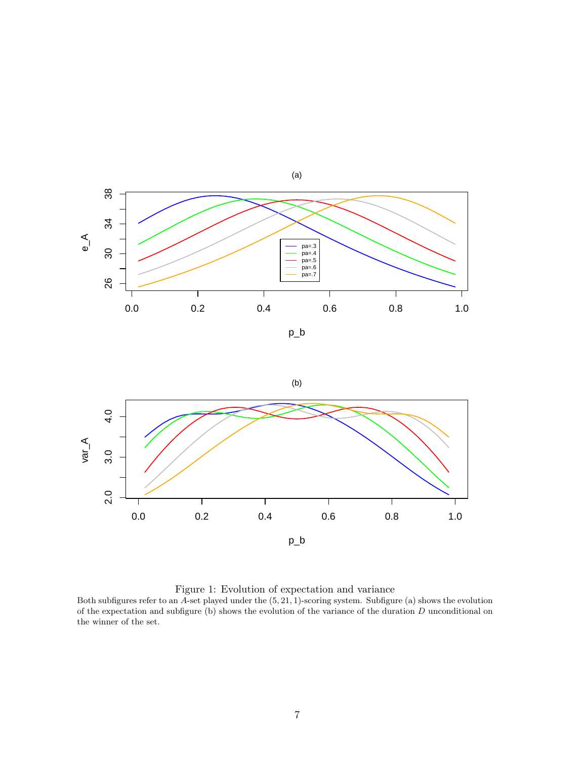Figure 1: Evolution of expectation and variance

Both subfigures refer to an $A$-set played under the $(5, 21, 1)$-scoring system. Subfigure (a) shows the evolution of the expectation and subfigure (b) shows the evolution of the variance of the duration $D$ unconditional on the winner of the set.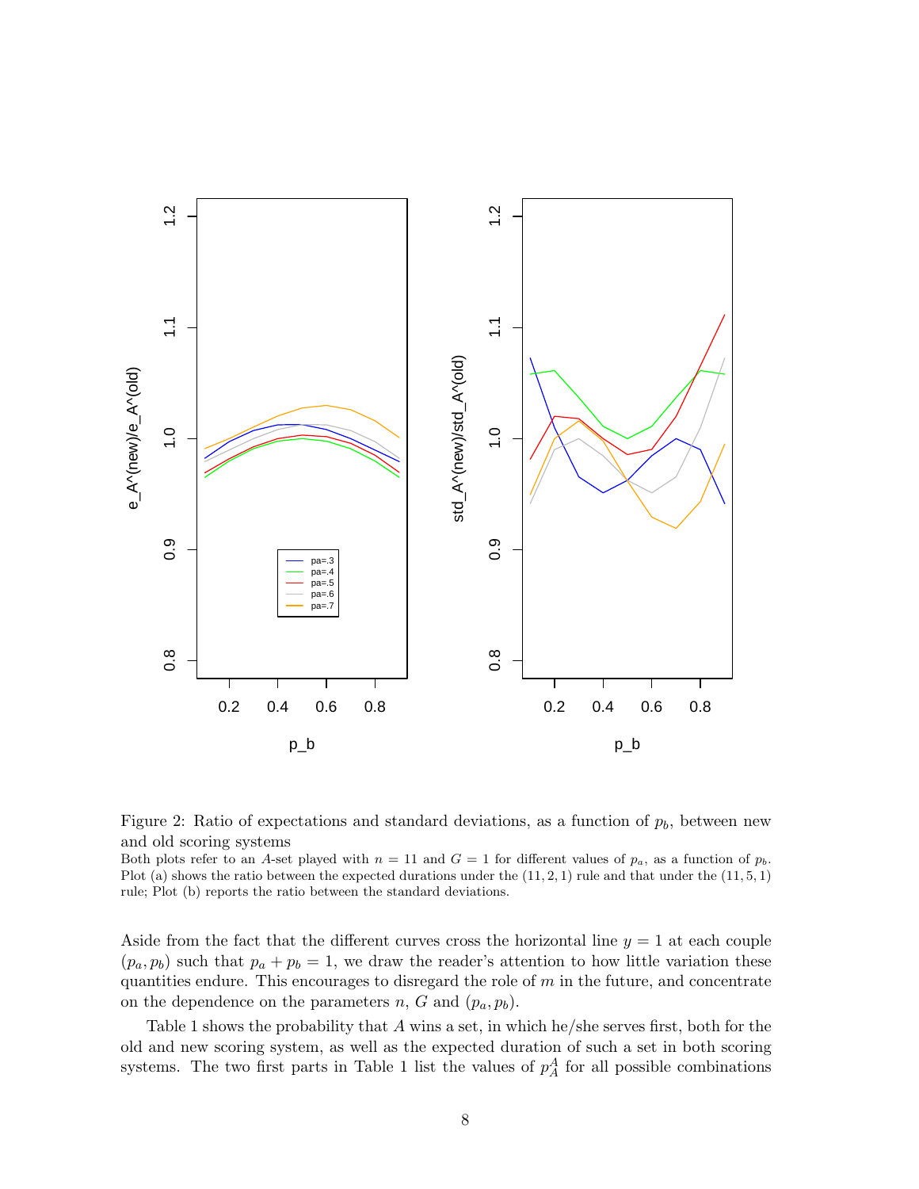Figure 2: Ratio of expectations and standard deviations, as a function of $p_b$, between new and old scoring systems

Both plots refer to an $A$-set played with $n = 11$ and $G = 1$ for different values of $p_a$, as a function of $p_b$. Plot (a) shows the ratio between the expected durations under the $(11, 2, 1)$ rule and that under the $(11, 5, 1)$ rule; Plot (b) reports the ratio between the standard deviations.

Aside from the fact that the different curves cross the horizontal line $y = 1$ at each couple $(p_a, p_b)$ such that $p_a + p_b = 1$, we draw the reader's attention to how little variation these quantities endure. This encourages to disregard the role of $m$ in the future, and concentrate on the dependence on the parameters $n$, $G$ and $(p_a, p_b)$.

Table 1 shows the probability that $A$ wins a set, in which he/she serves first, both for the old and new scoring system, as well as the expected duration of such a set in both scoring systems. The two first parts in Table 1 list the values of $p_A^A$ for all possible combinations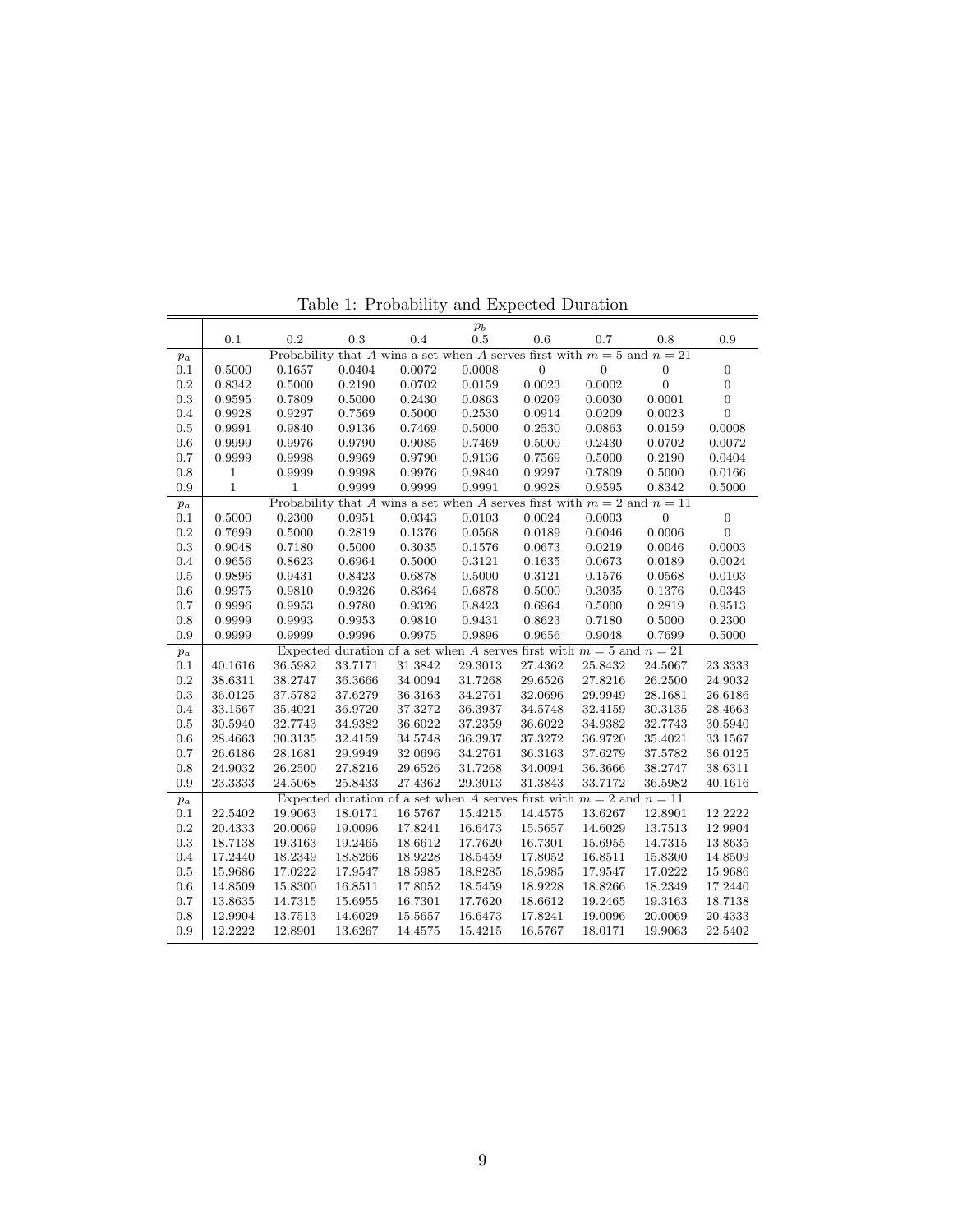Table 1: Probability and Expected Duration

| | $p_b$ | | | | | | | | |
|---|---|---|---|---|---|---|---|---|---|
| | 0.1 | 0.2 | 0.3 | 0.4 | 0.5 | 0.6 | 0.7 | 0.8 | 0.9 |
| $p_a$ | Probability that $A$ wins a set when $A$ serves first with $m=5$ and $n=21$ | | | | | | | | |
| 0.1 | 0.5000 | 0.1657 | 0.0404 | 0.0072 | 0.0008 | 0 | 0 | 0 | 0 |
| 0.2 | 0.8342 | 0.5000 | 0.2190 | 0.0702 | 0.0159 | 0.0023 | 0.0002 | 0 | 0 |
| 0.3 | 0.9595 | 0.7809 | 0.5000 | 0.2430 | 0.0863 | 0.0209 | 0.0030 | 0.0001 | 0 |
| 0.4 | 0.9928 | 0.9297 | 0.7569 | 0.5000 | 0.2530 | 0.0914 | 0.0209 | 0.0023 | 0 |
| 0.5 | 0.9991 | 0.9840 | 0.9136 | 0.7469 | 0.5000 | 0.2530 | 0.0863 | 0.0159 | 0.0008 |
| 0.6 | 0.9999 | 0.9976 | 0.9790 | 0.9085 | 0.7469 | 0.5000 | 0.2430 | 0.0702 | 0.0072 |
| 0.7 | 0.9999 | 0.9998 | 0.9969 | 0.9790 | 0.9136 | 0.7569 | 0.5000 | 0.2190 | 0.0404 |
| 0.8 | 1 | 0.9999 | 0.9998 | 0.9976 | 0.9840 | 0.9297 | 0.7809 | 0.5000 | 0.0166 |
| 0.9 | 1 | 1 | 0.9999 | 0.9999 | 0.9991 | 0.9928 | 0.9595 | 0.8342 | 0.5000 |
| $p_a$ | Probability that $A$ wins a set when $A$ serves first with $m=2$ and $n=11$ | | | | | | | | |
| 0.1 | 0.5000 | 0.2300 | 0.0951 | 0.0343 | 0.0103 | 0.0024 | 0.0003 | 0 | 0 |
| 0.2 | 0.7699 | 0.5000 | 0.2819 | 0.1376 | 0.0568 | 0.0189 | 0.0046 | 0.0006 | 0 |
| 0.3 | 0.9048 | 0.7180 | 0.5000 | 0.3035 | 0.1576 | 0.0673 | 0.0219 | 0.0046 | 0.0003 |
| 0.4 | 0.9656 | 0.8623 | 0.6964 | 0.5000 | 0.3121 | 0.1635 | 0.0673 | 0.0189 | 0.0024 |
| 0.5 | 0.9896 | 0.9431 | 0.8423 | 0.6878 | 0.5000 | 0.3121 | 0.1576 | 0.0568 | 0.0103 |
| 0.6 | 0.9975 | 0.9810 | 0.9326 | 0.8364 | 0.6878 | 0.5000 | 0.3035 | 0.1376 | 0.0343 |
| 0.7 | 0.9996 | 0.9953 | 0.9780 | 0.9326 | 0.8423 | 0.6964 | 0.5000 | 0.2819 | 0.9513 |
| 0.8 | 0.9999 | 0.9993 | 0.9953 | 0.9810 | 0.9431 | 0.8623 | 0.7180 | 0.5000 | 0.2300 |
| 0.9 | 0.9999 | 0.9999 | 0.9996 | 0.9975 | 0.9896 | 0.9656 | 0.9048 | 0.7699 | 0.5000 |
| $p_a$ | Expected duration of a set when $A$ serves first with $m=5$ and $n=21$ | | | | | | | | |
| 0.1 | 40.1616 | 36.5982 | 33.7171 | 31.3842 | 29.3013 | 27.4362 | 25.8432 | 24.5067 | 23.3333 |
| 0.2 | 38.6311 | 38.2747 | 36.3666 | 34.0094 | 31.7268 | 29.6526 | 27.8216 | 26.2500 | 24.9032 |
| 0.3 | 36.0125 | 37.5782 | 37.6279 | 36.3163 | 34.2761 | 32.0696 | 29.9949 | 28.1681 | 26.6186 |
| 0.4 | 33.1567 | 35.4021 | 36.9720 | 37.3272 | 36.3937 | 34.5748 | 32.4159 | 30.3135 | 28.4663 |
| 0.5 | 30.5940 | 32.7743 | 34.9382 | 36.6022 | 37.2359 | 36.6022 | 34.9382 | 32.7743 | 30.5940 |
| 0.6 | 28.4663 | 30.3135 | 32.4159 | 34.5748 | 36.3937 | 37.3272 | 36.9720 | 35.4021 | 33.1567 |
| 0.7 | 26.6186 | 28.1681 | 29.9949 | 32.0696 | 34.2761 | 36.3163 | 37.6279 | 37.5782 | 36.0125 |
| 0.8 | 24.9032 | 26.2500 | 27.8216 | 29.6526 | 31.7268 | 34.0094 | 36.3666 | 38.2747 | 38.6311 |
| 0.9 | 23.3333 | 24.5068 | 25.8433 | 27.4362 | 29.3013 | 31.3843 | 33.7172 | 36.5982 | 40.1616 |
| $p_a$ | Expected duration of a set when $A$ serves first with $m=2$ and $n=11$ | | | | | | | | |
| 0.1 | 22.5402 | 19.9063 | 18.0171 | 16.5767 | 15.4215 | 14.4575 | 13.6267 | 12.8901 | 12.2222 |
| 0.2 | 20.4333 | 20.0069 | 19.0096 | 17.8241 | 16.6473 | 15.5657 | 14.6029 | 13.7513 | 12.9904 |
| 0.3 | 18.7138 | 19.3163 | 19.2465 | 18.6612 | 17.7620 | 16.7301 | 15.6955 | 14.7315 | 13.8635 |
| 0.4 | 17.2440 | 18.2349 | 18.8266 | 18.9228 | 18.5459 | 17.8052 | 16.8511 | 15.8300 | 14.8509 |
| 0.5 | 15.9686 | 17.0222 | 17.9547 | 18.5985 | 18.8285 | 18.5985 | 17.9547 | 17.0222 | 15.9686 |
| 0.6 | 14.8509 | 15.8300 | 16.8511 | 17.8052 | 18.5459 | 18.9228 | 18.8266 | 18.2349 | 17.2440 |
| 0.7 | 13.8635 | 14.7315 | 15.6955 | 16.7301 | 17.7620 | 18.6612 | 19.2465 | 19.3163 | 18.7138 |
| 0.8 | 12.9904 | 13.7513 | 14.6029 | 15.5657 | 16.6473 | 17.8241 | 19.0096 | 20.0069 | 20.4333 |
| 0.9 | 12.2222 | 12.8901 | 13.6267 | 14.4575 | 15.4215 | 16.5767 | 18.0171 | 19.9063 | 22.5402 |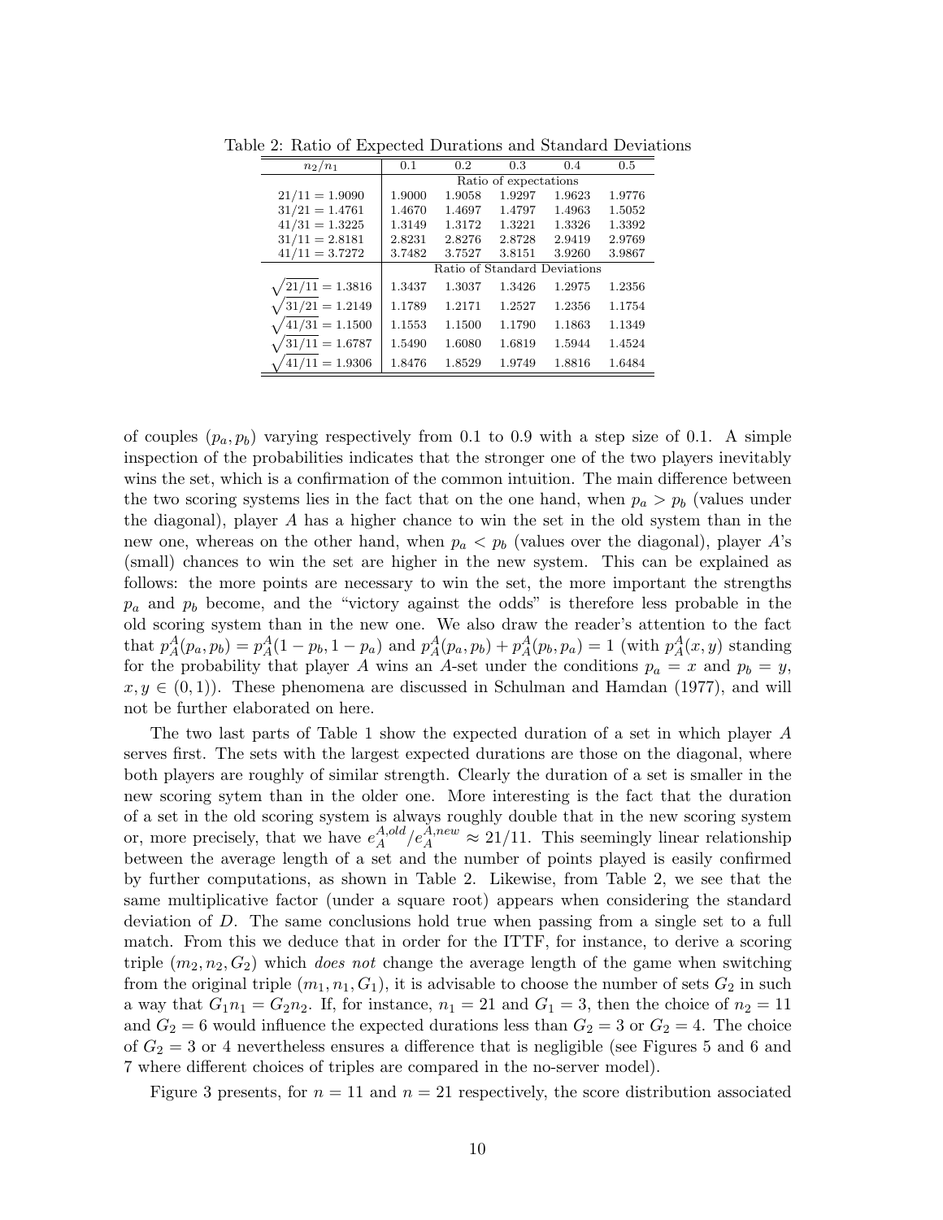Table 2: Ratio of Expected Durations and Standard Deviations

| $n_2/n_1$ | 0.1 | 0.2 | 0.3 | 0.4 | 0.5 |
|---|---|---|---|---|---|
| | Ratio of expectations | | | | |
| $21/11 = 1.9090$ | 1.9000 | 1.9058 | 1.9297 | 1.9623 | 1.9776 |
| $31/21 = 1.4761$ | 1.4670 | 1.4697 | 1.4797 | 1.4963 | 1.5052 |
| $41/31 = 1.3225$ | 1.3149 | 1.3172 | 1.3221 | 1.3326 | 1.3392 |
| $31/11 = 2.8181$ | 2.8231 | 2.8276 | 2.8728 | 2.9419 | 2.9769 |
| $41/11 = 3.7272$ | 3.7482 | 3.7527 | 3.8151 | 3.9260 | 3.9867 |
| | Ratio of Standard Deviations | | | | |
| $\sqrt{21/11} = 1.3816$ | 1.3437 | 1.3037 | 1.3426 | 1.2975 | 1.2356 |
| $\sqrt{31/21} = 1.2149$ | 1.1789 | 1.2171 | 1.2527 | 1.2356 | 1.1754 |
| $\sqrt{41/31} = 1.1500$ | 1.1553 | 1.1500 | 1.1790 | 1.1863 | 1.1349 |
| $\sqrt{31/11} = 1.6787$ | 1.5490 | 1.6080 | 1.6819 | 1.5944 | 1.4524 |
| $\sqrt{41/11} = 1.9306$ | 1.8476 | 1.8529 | 1.9749 | 1.8816 | 1.6484 |

of couples $(p_a, p_b)$ varying respectively from 0.1 to 0.9 with a step size of 0.1. A simple inspection of the probabilities indicates that the stronger one of the two players inevitably wins the set, which is a confirmation of the common intuition. The main difference between the two scoring systems lies in the fact that on the one hand, when $p_a > p_b$ (values under the diagonal), player $A$ has a higher chance to win the set in the old system than in the new one, whereas on the other hand, when $p_a < p_b$ (values over the diagonal), player $A$'s (small) chances to win the set are higher in the new system. This can be explained as follows: the more points are necessary to win the set, the more important the strengths $p_a$ and $p_b$ become, and the "victory against the odds" is therefore less probable in the old scoring system than in the new one. We also draw the reader's attention to the fact that $p_A^A(p_a, p_b) = p_A^A(1 - p_b, 1 - p_a)$ and $p_A^A(p_a, p_b) + p_A^A(p_b, p_a) = 1$ (with $p_A^A(x, y)$ standing for the probability that player $A$ wins an $A$-set under the conditions $p_a = x$ and $p_b = y$, $x, y \in (0, 1)$). These phenomena are discussed in Schulman and Hamdan (1977), and will not be further elaborated on here.

The two last parts of Table 1 show the expected duration of a set in which player $A$ serves first. The sets with the largest expected durations are those on the diagonal, where both players are roughly of similar strength. Clearly the duration of a set is smaller in the new scoring sytem than in the older one. More interesting is the fact that the duration of a set in the old scoring system is always roughly double that in the new scoring system or, more precisely, that we have $e_A^{A,old}/e_A^{A,new} \approx 21/11$. This seemingly linear relationship between the average length of a set and the number of points played is easily confirmed by further computations, as shown in Table 2. Likewise, from Table 2, we see that the same multiplicative factor (under a square root) appears when considering the standard deviation of $D$. The same conclusions hold true when passing from a single set to a full match. From this we deduce that in order for the ITTF, for instance, to derive a scoring triple $(m_2, n_2, G_2)$ which *does not* change the average length of the game when switching from the original triple $(m_1, n_1, G_1)$, it is advisable to choose the number of sets $G_2$ in such a way that $G_1 n_1 = G_2 n_2$. If, for instance, $n_1 = 21$ and $G_1 = 3$, then the choice of $n_2 = 11$ and $G_2 = 6$ would influence the expected durations less than $G_2 = 3$ or $G_2 = 4$. The choice of $G_2 = 3$ or 4 nevertheless ensures a difference that is negligible (see Figures 5 and 6 and 7 where different choices of triples are compared in the no-server model).

Figure 3 presents, for $n = 11$ and $n = 21$ respectively, the score distribution associated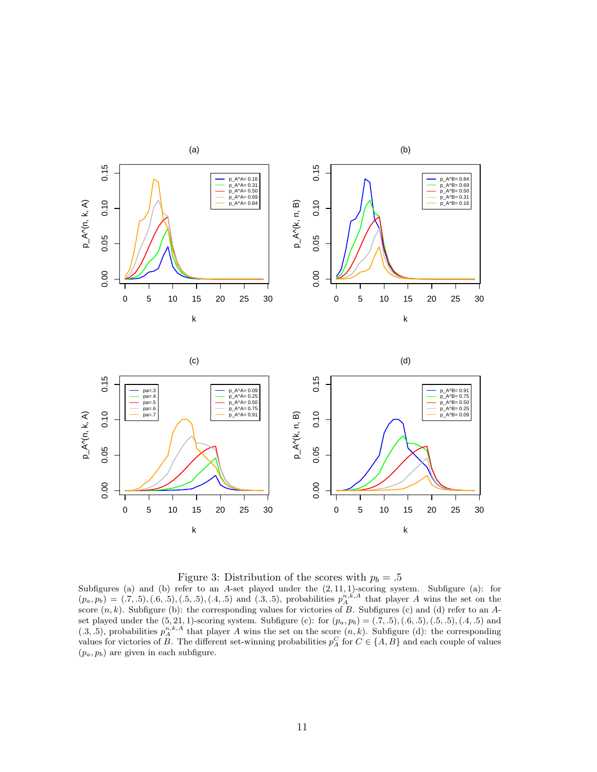Figure 3: Distribution of the scores with $p_b = .5$

Subfigures (a) and (b) refer to an $A$-set played under the $(2, 11, 1)$-scoring system. Subfigure (a): for $(p_a, p_b) = (.7, .5), (.6, .5), (.5, .5), (.4, .5)$ and $(.3, .5)$, probabilities $p_A^{n,k,A}$ that player $A$ wins the set on the score $(n, k)$. Subfigure (b): the corresponding values for victories of $B$. Subfigures (c) and (d) refer to an $A$-set played under the $(5, 21, 1)$-scoring system. Subfigure (c): for $(p_a, p_b) = (.7, .5), (.6, .5), (.5, .5), (.4, .5)$ and $(.3, .5)$, probabilities $p_A^{n,k,A}$ that player $A$ wins the set on the score $(n, k)$. Subfigure (d): the corresponding values for victories of $B$. The different set-winning probabilities $p_A^C$ for $C \in \{A, B\}$ and each couple of values $(p_a, p_b)$ are given in each subfigure.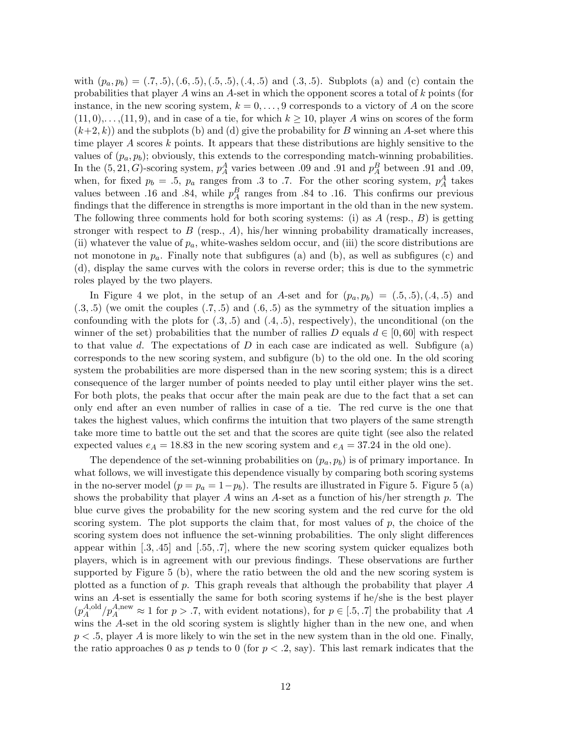with $(p_a, p_b) = (.7, .5), (.6, .5), (.5, .5), (.4, .5)$ and $(.3, .5)$. Subplots (a) and (c) contain the probabilities that player $A$ wins an $A$-set in which the opponent scores a total of $k$ points (for instance, in the new scoring system, $k = 0, \ldots, 9$ corresponds to a victory of $A$ on the score $(11, 0), \ldots, (11, 9)$, and in case of a tie, for which $k \geq 10$, player $A$ wins on scores of the form $(k+2, k)$) and the subplots (b) and (d) give the probability for $B$ winning an $A$-set where this time player $A$ scores $k$ points. It appears that these distributions are highly sensitive to the values of $(p_a, p_b)$; obviously, this extends to the corresponding match-winning probabilities. In the $(5, 21, G)$-scoring system, $p_A^A$ varies between .09 and .91 and $p_A^B$ between .91 and .09, when, for fixed $p_b = .5$, $p_a$ ranges from .3 to .7. For the other scoring system, $p_A^A$ takes values between .16 and .84, while $p_A^B$ ranges from .84 to .16. This confirms our previous findings that the difference in strengths is more important in the old than in the new system. The following three comments hold for both scoring systems: (i) as $A$ (resp., $B$) is getting stronger with respect to $B$ (resp., $A$), his/her winning probability dramatically increases, (ii) whatever the value of $p_a$, white-washes seldom occur, and (iii) the score distributions are not monotone in $p_a$. Finally note that subfigures (a) and (b), as well as subfigures (c) and (d), display the same curves with the colors in reverse order; this is due to the symmetric roles played by the two players.

In Figure 4 we plot, in the setup of an $A$-set and for $(p_a, p_b) = (.5, .5), (.4, .5)$ and $(.3, .5)$ (we omit the couples $(.7, .5)$ and $(.6, .5)$ as the symmetry of the situation implies a confounding with the plots for $(.3, .5)$ and $(.4, .5)$, respectively), the unconditional (on the winner of the set) probabilities that the number of rallies $D$ equals $d \in [0, 60]$ with respect to that value $d$. The expectations of $D$ in each case are indicated as well. Subfigure (a) corresponds to the new scoring system, and subfigure (b) to the old one. In the old scoring system the probabilities are more dispersed than in the new scoring system; this is a direct consequence of the larger number of points needed to play until either player wins the set. For both plots, the peaks that occur after the main peak are due to the fact that a set can only end after an even number of rallies in case of a tie. The red curve is the one that takes the highest values, which confirms the intuition that two players of the same strength take more time to battle out the set and that the scores are quite tight (see also the related expected values $e_A = 18.83$ in the new scoring system and $e_A = 37.24$ in the old one).

The dependence of the set-winning probabilities on $(p_a, p_b)$ is of primary importance. In what follows, we will investigate this dependence visually by comparing both scoring systems in the no-server model ($p = p_a = 1 - p_b$). The results are illustrated in Figure 5. Figure 5 (a) shows the probability that player $A$ wins an $A$-set as a function of his/her strength $p$. The blue curve gives the probability for the new scoring system and the red curve for the old scoring system. The plot supports the claim that, for most values of $p$, the choice of the scoring system does not influence the set-winning probabilities. The only slight differences appear within $[.3, .45]$ and $[.55, .7]$, where the new scoring system quicker equalizes both players, which is in agreement with our previous findings. These observations are further supported by Figure 5 (b), where the ratio between the old and the new scoring system is plotted as a function of $p$. This graph reveals that although the probability that player $A$ wins an $A$-set is essentially the same for both scoring systems if he/she is the best player ($p_A^{A,\text{old}}/p_A^{A,\text{new}} \approx 1$ for $p > .7$, with evident notations), for $p \in [.5, .7]$ the probability that $A$ wins the $A$-set in the old scoring system is slightly higher than in the new one, and when $p < .5$, player $A$ is more likely to win the set in the new system than in the old one. Finally, the ratio approaches 0 as $p$ tends to 0 (for $p < .2$, say). This last remark indicates that the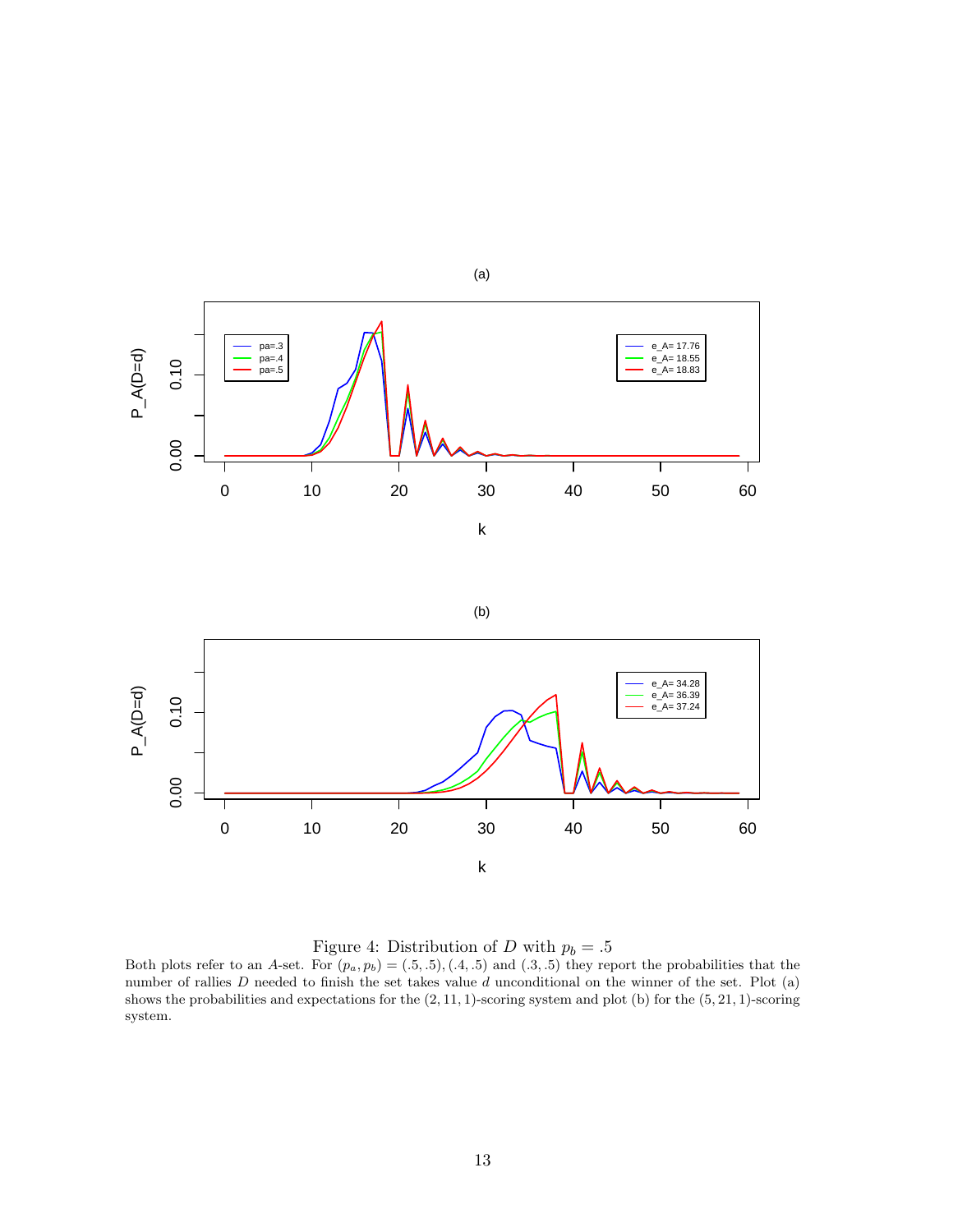Figure 4: Distribution of $D$ with $p_b = .5$

Both plots refer to an $A$-set. For $(p_a, p_b) = (.5, .5), (.4, .5)$ and $(.3, .5)$ they report the probabilities that the number of rallies $D$ needed to finish the set takes value $d$ unconditional on the winner of the set. Plot (a) shows the probabilities and expectations for the $(2, 11, 1)$-scoring system and plot (b) for the $(5, 21, 1)$-scoring system.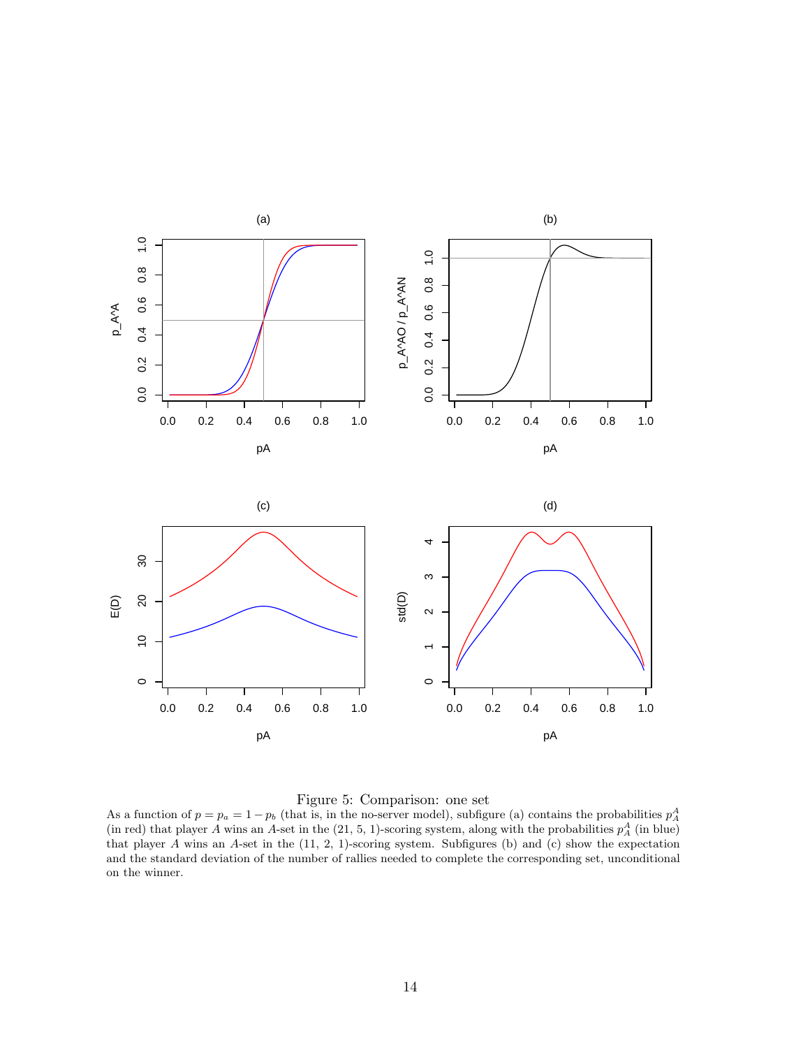Figure 5: Comparison: one set

As a function of $p = p_a = 1 - p_b$ (that is, in the no-server model), subfigure (a) contains the probabilities $p_A^A$ (in red) that player $A$ wins an $A$-set in the (21, 5, 1)-scoring system, along with the probabilities $p_A^A$ (in blue) that player $A$ wins an $A$-set in the (11, 2, 1)-scoring system. Subfigures (b) and (c) show the expectation and the standard deviation of the number of rallies needed to complete the corresponding set, unconditional on the winner.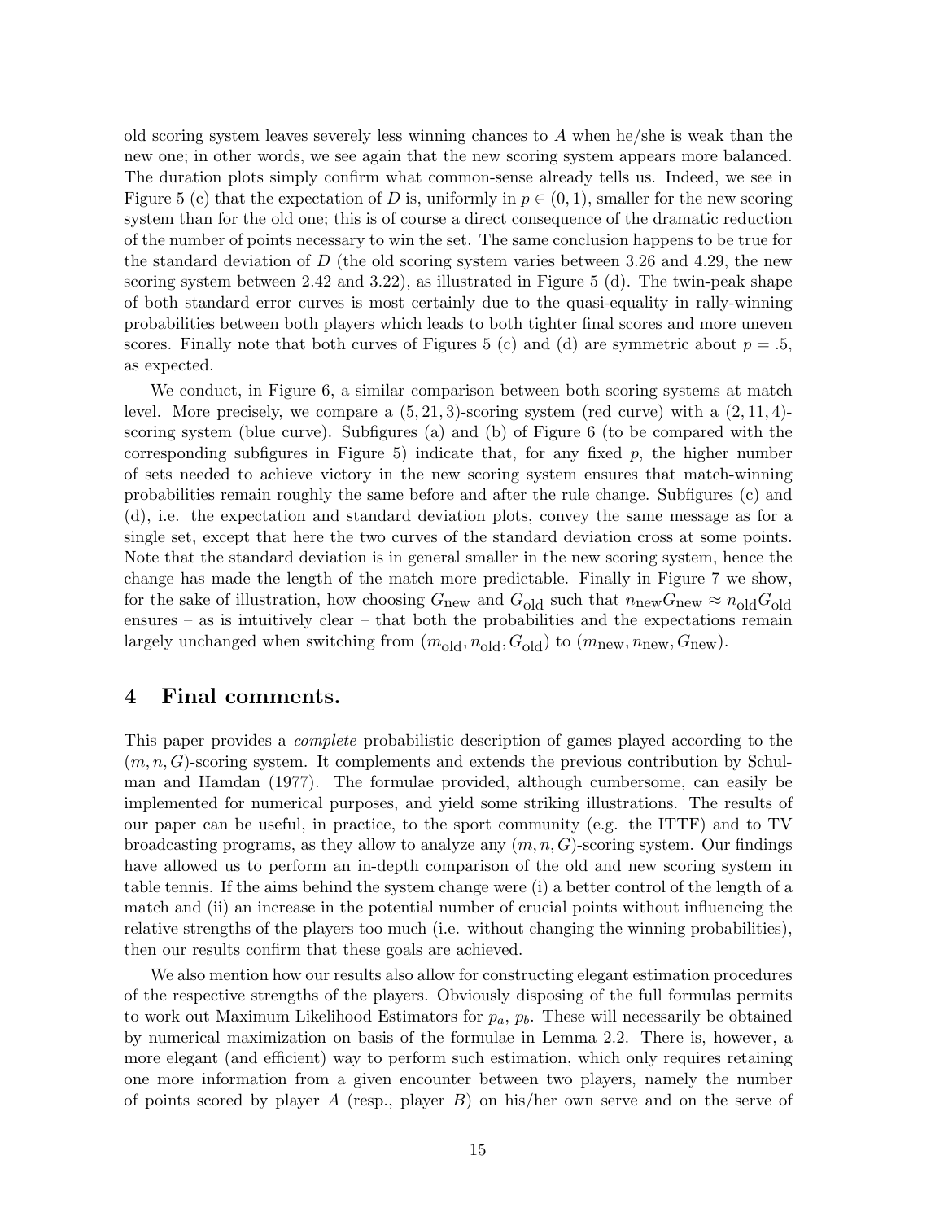old scoring system leaves severely less winning chances to $A$ when he/she is weak than the new one; in other words, we see again that the new scoring system appears more balanced. The duration plots simply confirm what common-sense already tells us. Indeed, we see in Figure 5 (c) that the expectation of $D$ is, uniformly in $p \in (0, 1)$, smaller for the new scoring system than for the old one; this is of course a direct consequence of the dramatic reduction of the number of points necessary to win the set. The same conclusion happens to be true for the standard deviation of $D$ (the old scoring system varies between 3.26 and 4.29, the new scoring system between 2.42 and 3.22), as illustrated in Figure 5 (d). The twin-peak shape of both standard error curves is most certainly due to the quasi-equality in rally-winning probabilities between both players which leads to both tighter final scores and more uneven scores. Finally note that both curves of Figures 5 (c) and (d) are symmetric about $p = .5$, as expected.

We conduct, in Figure 6, a similar comparison between both scoring systems at match level. More precisely, we compare a $(5, 21, 3)$-scoring system (red curve) with a $(2, 11, 4)$-scoring system (blue curve). Subfigures (a) and (b) of Figure 6 (to be compared with the corresponding subfigures in Figure 5) indicate that, for any fixed $p$, the higher number of sets needed to achieve victory in the new scoring system ensures that match-winning probabilities remain roughly the same before and after the rule change. Subfigures (c) and (d), i.e. the expectation and standard deviation plots, convey the same message as for a single set, except that here the two curves of the standard deviation cross at some points. Note that the standard deviation is in general smaller in the new scoring system, hence the change has made the length of the match more predictable. Finally in Figure 7 we show, for the sake of illustration, how choosing $G_{\text{new}}$ and $G_{\text{old}}$ such that $n_{\text{new}}G_{\text{new}} \approx n_{\text{old}}G_{\text{old}}$ ensures – as is intuitively clear – that both the probabilities and the expectations remain largely unchanged when switching from $(m_{\text{old}}, n_{\text{old}}, G_{\text{old}})$ to $(m_{\text{new}}, n_{\text{new}}, G_{\text{new}})$.

## 4 Final comments.

This paper provides a *complete* probabilistic description of games played according to the $(m, n, G)$-scoring system. It complements and extends the previous contribution by Schulman and Hamdan (1977). The formulae provided, although cumbersome, can easily be implemented for numerical purposes, and yield some striking illustrations. The results of our paper can be useful, in practice, to the sport community (e.g. the ITTF) and to TV broadcasting programs, as they allow to analyze any $(m, n, G)$-scoring system. Our findings have allowed us to perform an in-depth comparison of the old and new scoring system in table tennis. If the aims behind the system change were (i) a better control of the length of a match and (ii) an increase in the potential number of crucial points without influencing the relative strengths of the players too much (i.e. without changing the winning probabilities), then our results confirm that these goals are achieved.

We also mention how our results also allow for constructing elegant estimation procedures of the respective strengths of the players. Obviously disposing of the full formulas permits to work out Maximum Likelihood Estimators for $p_a$, $p_b$. These will necessarily be obtained by numerical maximization on basis of the formulae in Lemma 2.2. There is, however, a more elegant (and efficient) way to perform such estimation, which only requires retaining one more information from a given encounter between two players, namely the number of points scored by player $A$ (resp., player $B$) on his/her own serve and on the serve of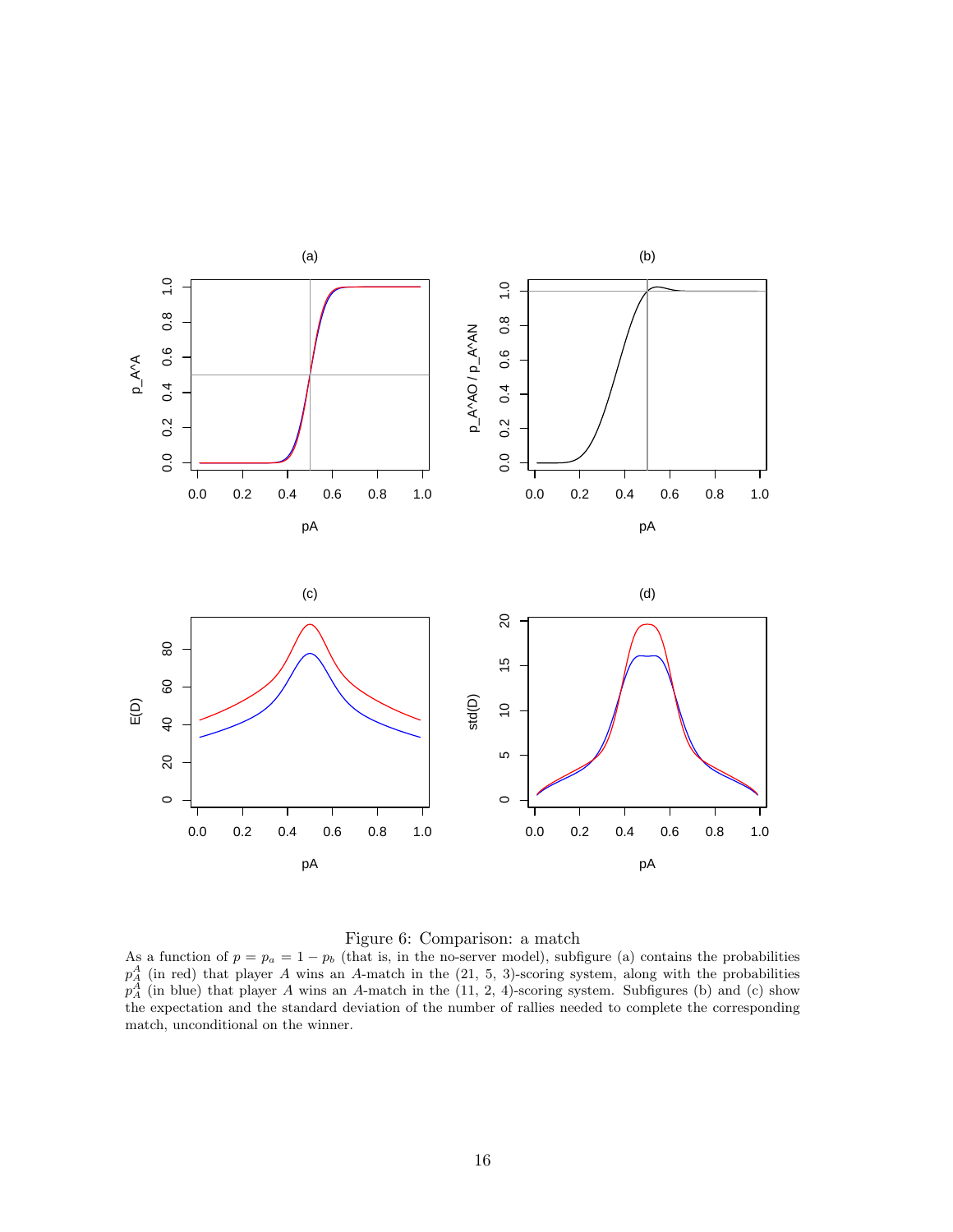Figure 6: Comparison: a match

As a function of $p = p_a = 1 - p_b$ (that is, in the no-server model), subfigure (a) contains the probabilities $p_A^A$ (in red) that player $A$ wins an $A$-match in the (21, 5, 3)-scoring system, along with the probabilities $p_A^A$ (in blue) that player $A$ wins an $A$-match in the (11, 2, 4)-scoring system. Subfigures (b) and (c) show the expectation and the standard deviation of the number of rallies needed to complete the corresponding match, unconditional on the winner.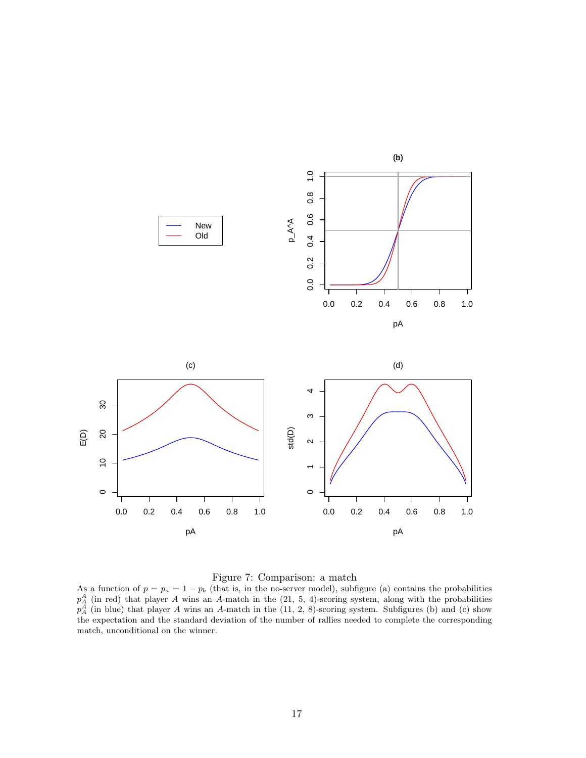Figure 7: Comparison: a match

As a function of $p = p_a = 1 - p_b$ (that is, in the no-server model), subfigure (a) contains the probabilities $p_A^A$ (in red) that player $A$ wins an $A$-match in the (21, 5, 4)-scoring system, along with the probabilities $p_A^A$ (in blue) that player $A$ wins an $A$-match in the (11, 2, 8)-scoring system. Subfigures (b) and (c) show the expectation and the standard deviation of the number of rallies needed to complete the corresponding match, unconditional on the winner.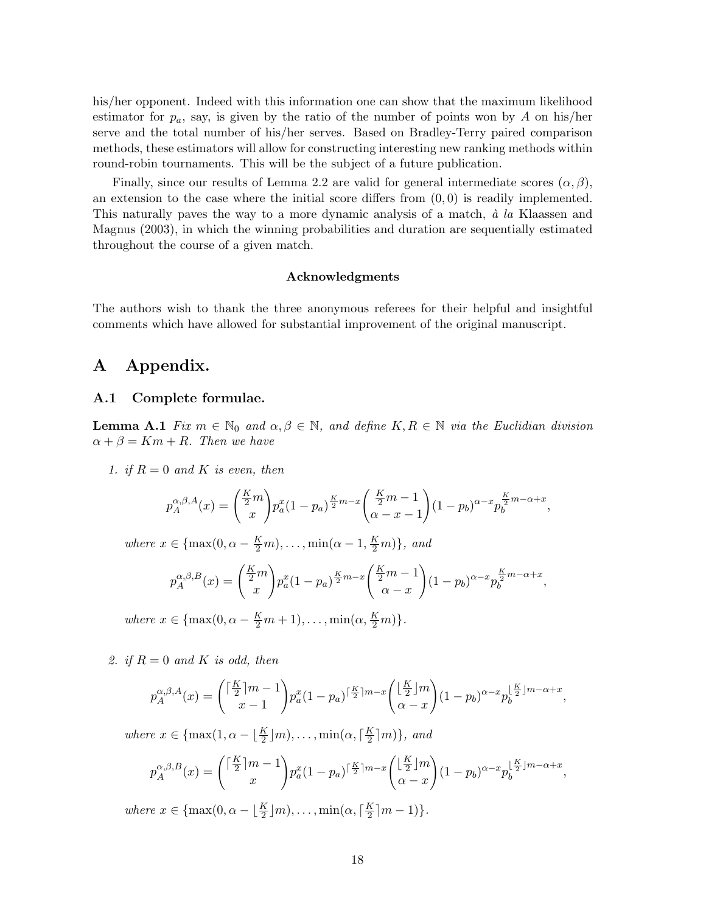his/her opponent. Indeed with this information one can show that the maximum likelihood estimator for $p_a$, say, is given by the ratio of the number of points won by $A$ on his/her serve and the total number of his/her serves. Based on Bradley-Terry paired comparison methods, these estimators will allow for constructing interesting new ranking methods within round-robin tournaments. This will be the subject of a future publication.

Finally, since our results of Lemma 2.2 are valid for general intermediate scores $(\alpha, \beta)$, an extension to the case where the initial score differs from $(0, 0)$ is readily implemented. This naturally paves the way to a more dynamic analysis of a match, *à la* Klaassen and Magnus (2003), in which the winning probabilities and duration are sequentially estimated throughout the course of a given match.

**Acknowledgments**

The authors wish to thank the three anonymous referees for their helpful and insightful comments which have allowed for substantial improvement of the original manuscript.

# A Appendix.

## A.1 Complete formulae.

**Lemma A.1** *Fix $m \in \mathbb{N}_0$ and $\alpha, \beta \in \mathbb{N}$, and define $K, R \in \mathbb{N}$ via the Euclidian division $\alpha + \beta = Km + R$. Then we have*

1. *if $R = 0$ and $K$ is even, then*

$$p_A^{\alpha,\beta,A}(x) = \binom{\frac{K}{2}m}{x} p_a^x (1-p_a)^{\frac{K}{2}m-x} \binom{\frac{K}{2}m-1}{\alpha-x-1} (1-p_b)^{\alpha-x} p_b^{\frac{K}{2}m-\alpha+x},$$

*where $x \in \{\max(0, \alpha - \frac{K}{2}m), \ldots, \min(\alpha - 1, \frac{K}{2}m)\}$, and*

$$p_A^{\alpha,\beta,B}(x) = \binom{\frac{K}{2}m}{x} p_a^x (1-p_a)^{\frac{K}{2}m-x} \binom{\frac{K}{2}m-1}{\alpha-x} (1-p_b)^{\alpha-x} p_b^{\frac{K}{2}m-\alpha+x},$$

*where $x \in \{\max(0, \alpha - \frac{K}{2}m + 1), \ldots, \min(\alpha, \frac{K}{2}m)\}$.*

2. *if $R = 0$ and $K$ is odd, then*

$$p_A^{\alpha,\beta,A}(x) = \binom{\lceil\frac{K}{2}\rceil m - 1}{x-1} p_a^x (1-p_a)^{\lceil\frac{K}{2}\rceil m-x} \binom{\lfloor\frac{K}{2}\rfloor m}{\alpha-x} (1-p_b)^{\alpha-x} p_b^{\lfloor\frac{K}{2}\rfloor m-\alpha+x},$$

*where $x \in \{\max(1, \alpha - \lfloor\frac{K}{2}\rfloor m), \ldots, \min(\alpha, \lceil\frac{K}{2}\rceil m)\}$, and*

$$p_A^{\alpha,\beta,B}(x) = \binom{\lceil\frac{K}{2}\rceil m - 1}{x} p_a^x (1-p_a)^{\lceil\frac{K}{2}\rceil m-x} \binom{\lfloor\frac{K}{2}\rfloor m}{\alpha-x} (1-p_b)^{\alpha-x} p_b^{\lfloor\frac{K}{2}\rfloor m-\alpha+x},$$

*where $x \in \{\max(0, \alpha - \lfloor\frac{K}{2}\rfloor m), \ldots, \min(\alpha, \lceil\frac{K}{2}\rceil m - 1)\}$.*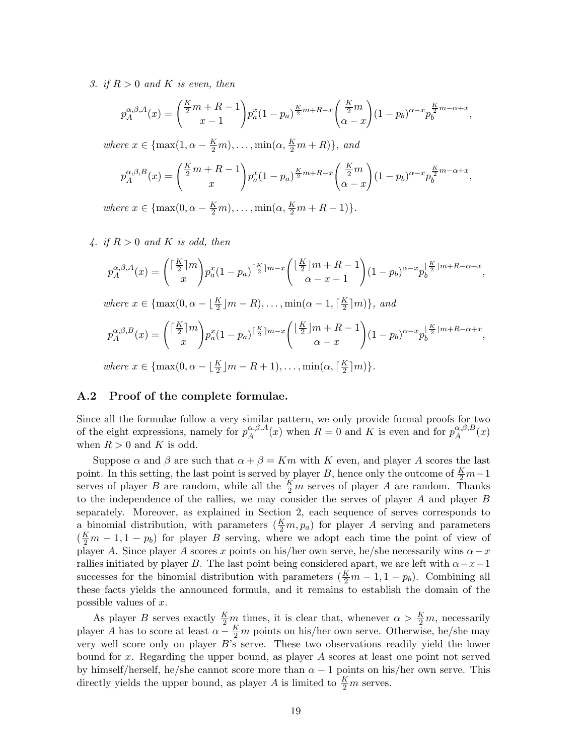3. *if $R > 0$ and $K$ is even, then*

$$p_A^{\alpha,\beta,A}(x) = \binom{\frac{K}{2}m + R - 1}{x - 1} p_a^x (1 - p_a)^{\frac{K}{2}m + R - x} \binom{\frac{K}{2}m}{\alpha - x} (1 - p_b)^{\alpha - x} p_b^{\frac{K}{2}m - \alpha + x},$$

*where $x \in \{\max(1, \alpha - \frac{K}{2}m), \ldots, \min(\alpha, \frac{K}{2}m + R)\}$, and*

$$p_A^{\alpha,\beta,B}(x) = \binom{\frac{K}{2}m + R - 1}{x} p_a^x (1 - p_a)^{\frac{K}{2}m + R - x} \binom{\frac{K}{2}m}{\alpha - x} (1 - p_b)^{\alpha - x} p_b^{\frac{K}{2}m - \alpha + x},$$

*where $x \in \{\max(0, \alpha - \frac{K}{2}m), \ldots, \min(\alpha, \frac{K}{2}m + R - 1)\}$.*

4. *if $R > 0$ and $K$ is odd, then*

$$p_A^{\alpha,\beta,A}(x) = \binom{\lceil \frac{K}{2} \rceil m}{x} p_a^x (1 - p_a)^{\lceil \frac{K}{2} \rceil m - x} \binom{\lfloor \frac{K}{2} \rfloor m + R - 1}{\alpha - x - 1} (1 - p_b)^{\alpha - x} p_b^{\lfloor \frac{K}{2} \rfloor m + R - \alpha + x},$$

*where $x \in \{\max(0, \alpha - \lfloor \frac{K}{2} \rfloor m - R), \ldots, \min(\alpha - 1, \lceil \frac{K}{2} \rceil m)\}$, and*

$$p_A^{\alpha,\beta,B}(x) = \binom{\lceil \frac{K}{2} \rceil m}{x} p_a^x (1 - p_a)^{\lceil \frac{K}{2} \rceil m - x} \binom{\lfloor \frac{K}{2} \rfloor m + R - 1}{\alpha - x} (1 - p_b)^{\alpha - x} p_b^{\lfloor \frac{K}{2} \rfloor m + R - \alpha + x},$$

*where $x \in \{\max(0, \alpha - \lfloor \frac{K}{2} \rfloor m - R + 1), \ldots, \min(\alpha, \lceil \frac{K}{2} \rceil m)\}$.*

### A.2 Proof of the complete formulae.

Since all the formulae follow a very similar pattern, we only provide formal proofs for two of the eight expressions, namely for $p_A^{\alpha,\beta,A}(x)$ when $R = 0$ and $K$ is even and for $p_A^{\alpha,\beta,B}(x)$ when $R > 0$ and $K$ is odd.

Suppose $\alpha$ and $\beta$ are such that $\alpha + \beta = Km$ with $K$ even, and player $A$ scores the last point. In this setting, the last point is served by player $B$, hence only the outcome of $\frac{K}{2}m - 1$ serves of player $B$ are random, while all the $\frac{K}{2}m$ serves of player $A$ are random. Thanks to the independence of the rallies, we may consider the serves of player $A$ and player $B$ separately. Moreover, as explained in Section 2, each sequence of serves corresponds to a binomial distribution, with parameters $(\frac{K}{2}m, p_a)$ for player $A$ serving and parameters $(\frac{K}{2}m - 1, 1 - p_b)$ for player $B$ serving, where we adopt each time the point of view of player $A$. Since player $A$ scores $x$ points on his/her own serve, he/she necessarily wins $\alpha - x$ rallies initiated by player $B$. The last point being considered apart, we are left with $\alpha - x - 1$ successes for the binomial distribution with parameters $(\frac{K}{2}m - 1, 1 - p_b)$. Combining all these facts yields the announced formula, and it remains to establish the domain of the possible values of $x$.

As player $B$ serves exactly $\frac{K}{2}m$ times, it is clear that, whenever $\alpha > \frac{K}{2}m$, necessarily player $A$ has to score at least $\alpha - \frac{K}{2}m$ points on his/her own serve. Otherwise, he/she may very well score only on player $B$'s serve. These two observations readily yield the lower bound for $x$. Regarding the upper bound, as player $A$ scores at least one point not served by himself/herself, he/she cannot score more than $\alpha - 1$ points on his/her own serve. This directly yields the upper bound, as player $A$ is limited to $\frac{K}{2}m$ serves.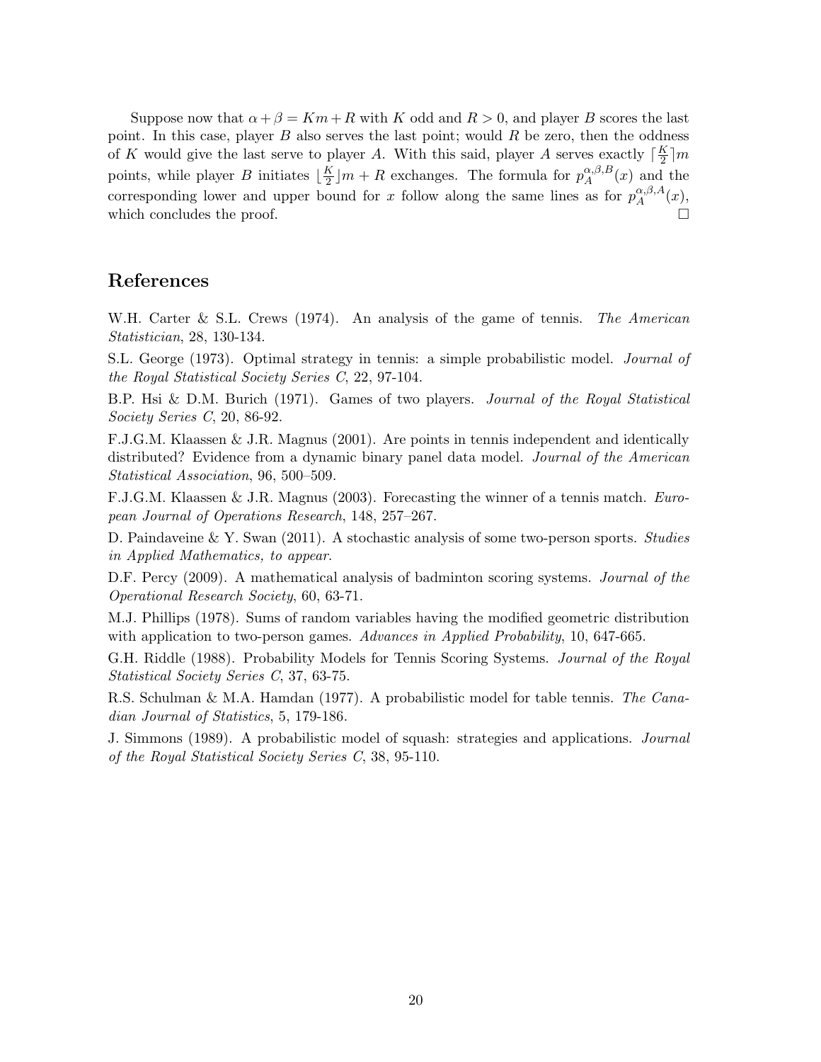Suppose now that $\alpha + \beta = Km + R$ with $K$ odd and $R > 0$, and player $B$ scores the last point. In this case, player $B$ also serves the last point; would $R$ be zero, then the oddness of $K$ would give the last serve to player $A$. With this said, player $A$ serves exactly $\lceil \frac{K}{2} \rceil m$ points, while player $B$ initiates $\lfloor \frac{K}{2} \rfloor m + R$ exchanges. The formula for $p_A^{\alpha,\beta,B}(x)$ and the corresponding lower and upper bound for $x$ follow along the same lines as for $p_A^{\alpha,\beta,A}(x)$, which concludes the proof. $\square$

## References

W.H. Carter & S.L. Crews (1974). An analysis of the game of tennis. *The American Statistician*, 28, 130-134.

S.L. George (1973). Optimal strategy in tennis: a simple probabilistic model. *Journal of the Royal Statistical Society Series C*, 22, 97-104.

B.P. Hsi & D.M. Burich (1971). Games of two players. *Journal of the Royal Statistical Society Series C*, 20, 86-92.

F.J.G.M. Klaassen & J.R. Magnus (2001). Are points in tennis independent and identically distributed? Evidence from a dynamic binary panel data model. *Journal of the American Statistical Association*, 96, 500–509.

F.J.G.M. Klaassen & J.R. Magnus (2003). Forecasting the winner of a tennis match. *European Journal of Operations Research*, 148, 257–267.

D. Paindaveine & Y. Swan (2011). A stochastic analysis of some two-person sports. *Studies in Applied Mathematics, to appear*.

D.F. Percy (2009). A mathematical analysis of badminton scoring systems. *Journal of the Operational Research Society*, 60, 63-71.

M.J. Phillips (1978). Sums of random variables having the modified geometric distribution with application to two-person games. *Advances in Applied Probability*, 10, 647-665.

G.H. Riddle (1988). Probability Models for Tennis Scoring Systems. *Journal of the Royal Statistical Society Series C*, 37, 63-75.

R.S. Schulman & M.A. Hamdan (1977). A probabilistic model for table tennis. *The Canadian Journal of Statistics*, 5, 179-186.

J. Simmons (1989). A probabilistic model of squash: strategies and applications. *Journal of the Royal Statistical Society Series C*, 38, 95-110.